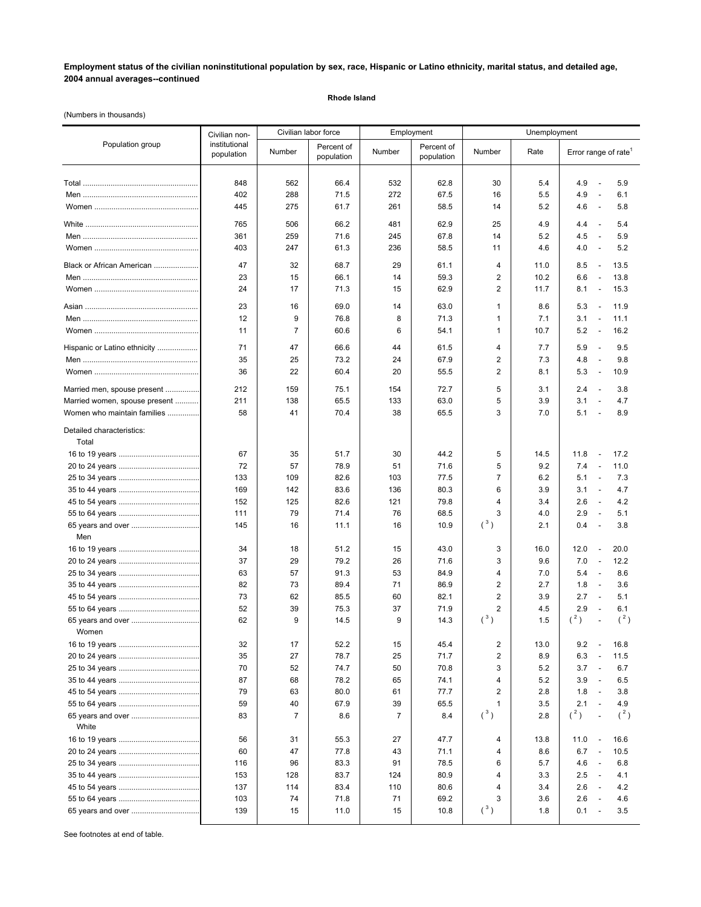**Employment status of the civilian noninstitutional population by sex, race, Hispanic or Latino ethnicity, marital status, and detailed age, 2004 annual averages--continued**

**Rhode Island**

(Numbers in thousands)

| Population group | Civilian non-institutional population | Civilian labor force | | Employment | | Unemployment | | |
|---|---|---|---|---|---|---|---|---|
| | | Number | Percent of population | Number | Percent of population | Number | Rate | Error range of rate[1] |
| Total | 848 | 562 | 66.4 | 532 | 62.8 | 30 | 5.4 | 4.9 - 5.9 |
| Men | 402 | 288 | 71.5 | 272 | 67.5 | 16 | 5.5 | 4.9 - 6.1 |
| Women | 445 | 275 | 61.7 | 261 | 58.5 | 14 | 5.2 | 4.6 - 5.8 |
| White | 765 | 506 | 66.2 | 481 | 62.9 | 25 | 4.9 | 4.4 - 5.4 |
| Men | 361 | 259 | 71.6 | 245 | 67.8 | 14 | 5.2 | 4.5 - 5.9 |
| Women | 403 | 247 | 61.3 | 236 | 58.5 | 11 | 4.6 | 4.0 - 5.2 |
| Black or African American | 47 | 32 | 68.7 | 29 | 61.1 | 4 | 11.0 | 8.5 - 13.5 |
| Men | 23 | 15 | 66.1 | 14 | 59.3 | 2 | 10.2 | 6.6 - 13.8 |
| Women | 24 | 17 | 71.3 | 15 | 62.9 | 2 | 11.7 | 8.1 - 15.3 |
| Asian | 23 | 16 | 69.0 | 14 | 63.0 | 1 | 8.6 | 5.3 - 11.9 |
| Men | 12 | 9 | 76.8 | 8 | 71.3 | 1 | 7.1 | 3.1 - 11.1 |
| Women | 11 | 7 | 60.6 | 6 | 54.1 | 1 | 10.7 | 5.2 - 16.2 |
| Hispanic or Latino ethnicity | 71 | 47 | 66.6 | 44 | 61.5 | 4 | 7.7 | 5.9 - 9.5 |
| Men | 35 | 25 | 73.2 | 24 | 67.9 | 2 | 7.3 | 4.8 - 9.8 |
| Women | 36 | 22 | 60.4 | 20 | 55.5 | 2 | 8.1 | 5.3 - 10.9 |
| Married men, spouse present | 212 | 159 | 75.1 | 154 | 72.7 | 5 | 3.1 | 2.4 - 3.8 |
| Married women, spouse present | 211 | 138 | 65.5 | 133 | 63.0 | 5 | 3.9 | 3.1 - 4.7 |
| Women who maintain families | 58 | 41 | 70.4 | 38 | 65.5 | 3 | 7.0 | 5.1 - 8.9 |
| Detailed characteristics: | | | | | | | | |
| Total | | | | | | | | |
| 16 to 19 years | 67 | 35 | 51.7 | 30 | 44.2 | 5 | 14.5 | 11.8 - 17.2 |
| 20 to 24 years | 72 | 57 | 78.9 | 51 | 71.6 | 5 | 9.2 | 7.4 - 11.0 |
| 25 to 34 years | 133 | 109 | 82.6 | 103 | 77.5 | 7 | 6.2 | 5.1 - 7.3 |
| 35 to 44 years | 169 | 142 | 83.6 | 136 | 80.3 | 6 | 3.9 | 3.1 - 4.7 |
| 45 to 54 years | 152 | 125 | 82.6 | 121 | 79.8 | 4 | 3.4 | 2.6 - 4.2 |
| 55 to 64 years | 111 | 79 | 71.4 | 76 | 68.5 | 3 | 4.0 | 2.9 - 5.1 |
| 65 years and over | 145 | 16 | 11.1 | 16 | 10.9 | ([3]) | 2.1 | 0.4 - 3.8 |
| Men | | | | | | | | |
| 16 to 19 years | 34 | 18 | 51.2 | 15 | 43.0 | 3 | 16.0 | 12.0 - 20.0 |
| 20 to 24 years | 37 | 29 | 79.2 | 26 | 71.6 | 3 | 9.6 | 7.0 - 12.2 |
| 25 to 34 years | 63 | 57 | 91.3 | 53 | 84.9 | 4 | 7.0 | 5.4 - 8.6 |
| 35 to 44 years | 82 | 73 | 89.4 | 71 | 86.9 | 2 | 2.7 | 1.8 - 3.6 |
| 45 to 54 years | 73 | 62 | 85.5 | 60 | 82.1 | 2 | 3.9 | 2.7 - 5.1 |
| 55 to 64 years | 52 | 39 | 75.3 | 37 | 71.9 | 2 | 4.5 | 2.9 - 6.1 |
| 65 years and over | 62 | 9 | 14.5 | 9 | 14.3 | ([3]) | 1.5 | ([2]) - ([2]) |
| Women | | | | | | | | |
| 16 to 19 years | 32 | 17 | 52.2 | 15 | 45.4 | 2 | 13.0 | 9.2 - 16.8 |
| 20 to 24 years | 35 | 27 | 78.7 | 25 | 71.7 | 2 | 8.9 | 6.3 - 11.5 |
| 25 to 34 years | 70 | 52 | 74.7 | 50 | 70.8 | 3 | 5.2 | 3.7 - 6.7 |
| 35 to 44 years | 87 | 68 | 78.2 | 65 | 74.1 | 4 | 5.2 | 3.9 - 6.5 |
| 45 to 54 years | 79 | 63 | 80.0 | 61 | 77.7 | 2 | 2.8 | 1.8 - 3.8 |
| 55 to 64 years | 59 | 40 | 67.9 | 39 | 65.5 | 1 | 3.5 | 2.1 - 4.9 |
| 65 years and over | 83 | 7 | 8.6 | 7 | 8.4 | ([3]) | 2.8 | ([2]) - ([2]) |
| White | | | | | | | | |
| 16 to 19 years | 56 | 31 | 55.3 | 27 | 47.7 | 4 | 13.8 | 11.0 - 16.6 |
| 20 to 24 years | 60 | 47 | 77.8 | 43 | 71.1 | 4 | 8.6 | 6.7 - 10.5 |
| 25 to 34 years | 116 | 96 | 83.3 | 91 | 78.5 | 6 | 5.7 | 4.6 - 6.8 |
| 35 to 44 years | 153 | 128 | 83.7 | 124 | 80.9 | 4 | 3.3 | 2.5 - 4.1 |
| 45 to 54 years | 137 | 114 | 83.4 | 110 | 80.6 | 4 | 3.4 | 2.6 - 4.2 |
| 55 to 64 years | 103 | 74 | 71.8 | 71 | 69.2 | 3 | 3.6 | 2.6 - 4.6 |
| 65 years and over | 139 | 15 | 11.0 | 15 | 10.8 | ([3]) | 1.8 | 0.1 - 3.5 |

See footnotes at end of table.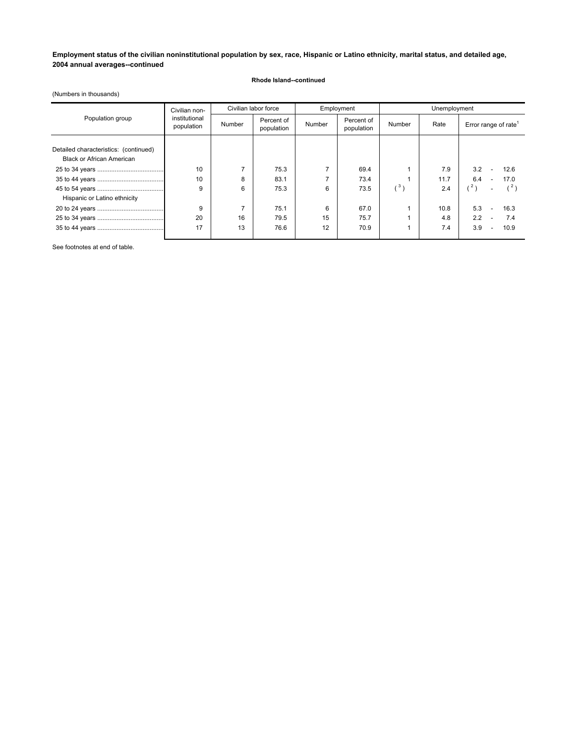**Employment status of the civilian noninstitutional population by sex, race, Hispanic or Latino ethnicity, marital status, and detailed age, 2004 annual averages--continued**

**Rhode Island--continued**

(Numbers in thousands)

| Population group | Civilian non-institutional population | Civilian labor force | | Employment | | Unemployment | | |
|---|---|---|---|---|---|---|---|---|
| | | Number | Percent of population | Number | Percent of population | Number | Rate | Error range of rate[1] |
| Detailed characteristics: (continued) | | | | | | | | |
| Black or African American | | | | | | | | |
| 25 to 34 years | 10 | 7 | 75.3 | 7 | 69.4 | 1 | 7.9 | 3.2 - 12.6 |
| 35 to 44 years | 10 | 8 | 83.1 | 7 | 73.4 | 1 | 11.7 | 6.4 - 17.0 |
| 45 to 54 years | 9 | 6 | 75.3 | 6 | 73.5 | ([3]) | 2.4 | ([2]) - ([2]) |
| Hispanic or Latino ethnicity | | | | | | | | |
| 20 to 24 years | 9 | 7 | 75.1 | 6 | 67.0 | 1 | 10.8 | 5.3 - 16.3 |
| 25 to 34 years | 20 | 16 | 79.5 | 15 | 75.7 | 1 | 4.8 | 2.2 - 7.4 |
| 35 to 44 years | 17 | 13 | 76.6 | 12 | 70.9 | 1 | 7.4 | 3.9 - 10.9 |

See footnotes at end of table.